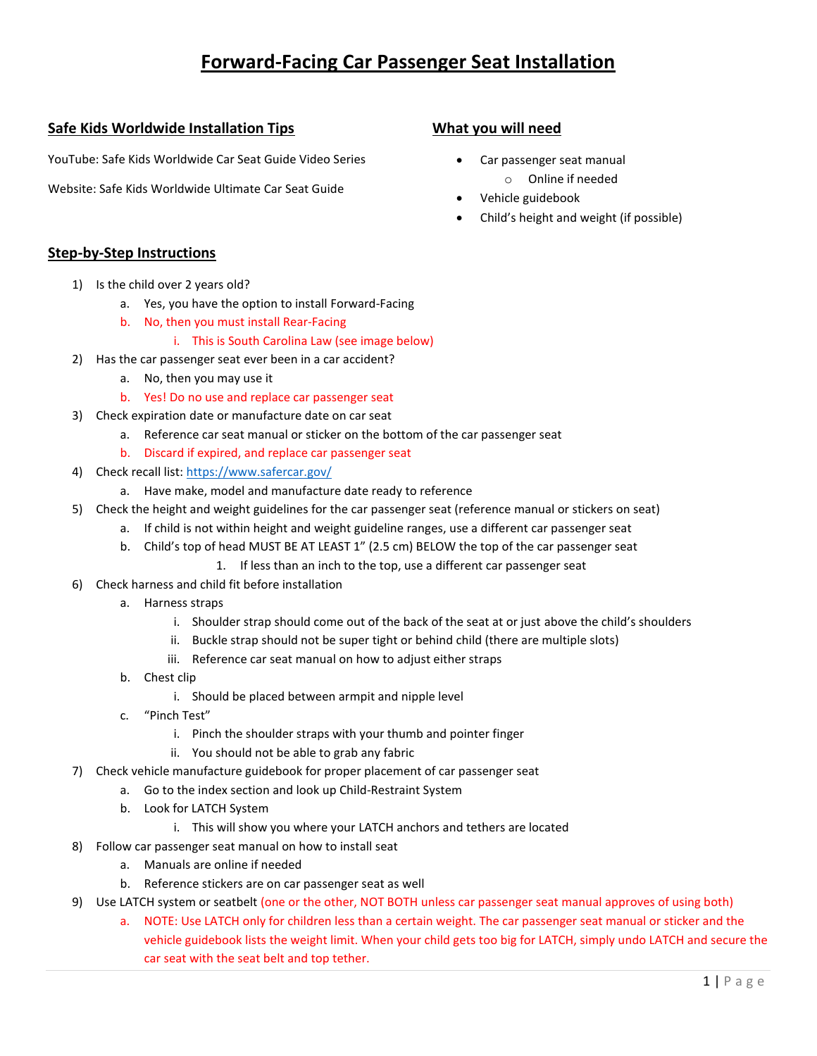# Forward-Facing Car Passenger Seat Installation

## Safe Kids Worldwide Installation Tips

YouTube: Safe Kids Worldwide Car Seat Guide Video Series

Website: Safe Kids Worldwide Ultimate Car Seat Guide

## What you will need

- Car passenger seat manual
  - Online if needed
- Vehicle guidebook
- Child's height and weight (if possible)

## Step-by-Step Instructions

1) Is the child over 2 years old?
   a. Yes, you have the option to install Forward-Facing
   b. No, then you must install Rear-Facing
      i. This is South Carolina Law (see image below)
2) Has the car passenger seat ever been in a car accident?
   a. No, then you may use it
   b. Yes! Do no use and replace car passenger seat
3) Check expiration date or manufacture date on car seat
   a. Reference car seat manual or sticker on the bottom of the car passenger seat
   b. Discard if expired, and replace car passenger seat
4) Check recall list: https://www.safercar.gov/
   a. Have make, model and manufacture date ready to reference
5) Check the height and weight guidelines for the car passenger seat (reference manual or stickers on seat)
   a. If child is not within height and weight guideline ranges, use a different car passenger seat
   b. Child's top of head MUST BE AT LEAST 1" (2.5 cm) BELOW the top of the car passenger seat
      1. If less than an inch to the top, use a different car passenger seat
6) Check harness and child fit before installation
   a. Harness straps
      i. Shoulder strap should come out of the back of the seat at or just above the child's shoulders
      ii. Buckle strap should not be super tight or behind child (there are multiple slots)
      iii. Reference car seat manual on how to adjust either straps
   b. Chest clip
      i. Should be placed between armpit and nipple level
   c. "Pinch Test"
      i. Pinch the shoulder straps with your thumb and pointer finger
      ii. You should not be able to grab any fabric
7) Check vehicle manufacture guidebook for proper placement of car passenger seat
   a. Go to the index section and look up Child-Restraint System
   b. Look for LATCH System
      i. This will show you where your LATCH anchors and tethers are located
8) Follow car passenger seat manual on how to install seat
   a. Manuals are online if needed
   b. Reference stickers are on car passenger seat as well
9) Use LATCH system or seatbelt (one or the other, NOT BOTH unless car passenger seat manual approves of using both)
   a. NOTE: Use LATCH only for children less than a certain weight. The car passenger seat manual or sticker and the vehicle guidebook lists the weight limit. When your child gets too big for LATCH, simply undo LATCH and secure the car seat with the seat belt and top tether.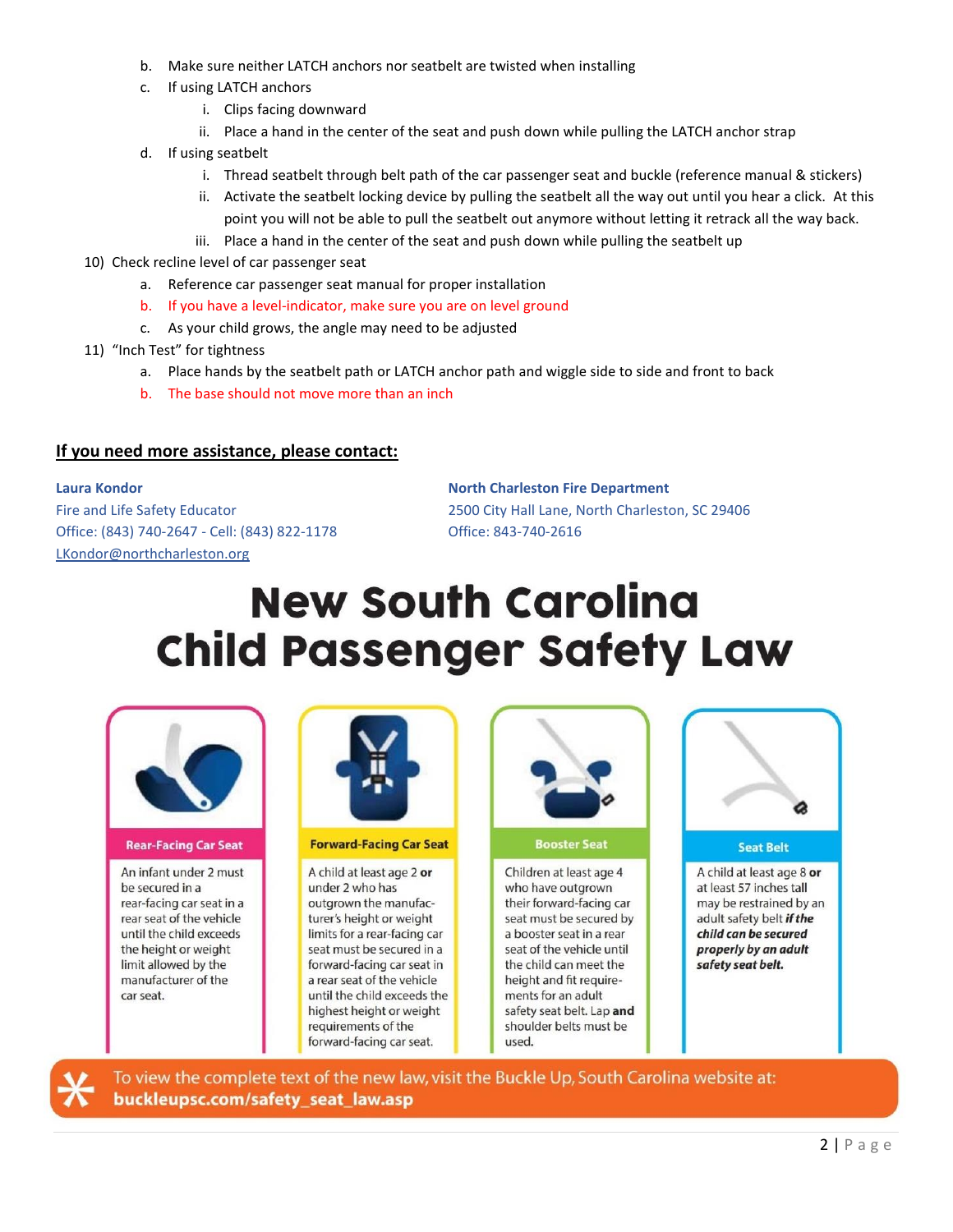b. Make sure neither LATCH anchors nor seatbelt are twisted when installing
   c. If using LATCH anchors
      i. Clips facing downward
      ii. Place a hand in the center of the seat and push down while pulling the LATCH anchor strap
   d. If using seatbelt
      i. Thread seatbelt through belt path of the car passenger seat and buckle (reference manual & stickers)
      ii. Activate the seatbelt locking device by pulling the seatbelt all the way out until you hear a click. At this point you will not be able to pull the seatbelt out anymore without letting it retract all the way back.
      iii. Place a hand in the center of the seat and push down while pulling the seatbelt up

10) Check recline level of car passenger seat
    a. Reference car passenger seat manual for proper installation
    b. If you have a level-indicator, make sure you are on level ground
    c. As your child grows, the angle may need to be adjusted

11) "Inch Test" for tightness
    a. Place hands by the seatbelt path or LATCH anchor path and wiggle side to side and front to back
    b. The base should not move more than an inch

## If you need more assistance, please contact:

**Laura Kondor**
Fire and Life Safety Educator
Office: (843) 740-2647 - Cell: (843) 822-1178
LKondor@northcharleston.org

**North Charleston Fire Department**
2500 City Hall Lane, North Charleston, SC 29406
Office: 843-740-2616

# New South Carolina Child Passenger Safety Law

**Rear-Facing Car Seat**

An infant under 2 must be secured in a rear-facing car seat in a rear seat of the vehicle until the child exceeds the height or weight limit allowed by the manufacturer of the car seat.

**Forward-Facing Car Seat**

A child at least age 2 **or** under 2 who has outgrown the manufacturer's height or weight limits for a rear-facing car seat must be secured in a forward-facing car seat in a rear seat of the vehicle until the child exceeds the highest height or weight requirements of the forward-facing car seat.

**Booster Seat**

Children at least age 4 who have outgrown their forward-facing car seat must be secured by a booster seat in a rear seat of the vehicle until the child can meet the height and fit requirements for an adult safety seat belt. Lap **and** shoulder belts must be used.

**Seat Belt**

A child at least age 8 **or** at least 57 inches tall may be restrained by an adult safety belt ***if the child can be secured properly by an adult safety seat belt.***

To view the complete text of the new law, visit the Buckle Up, South Carolina website at: **buckleupsc.com/safety_seat_law.asp**